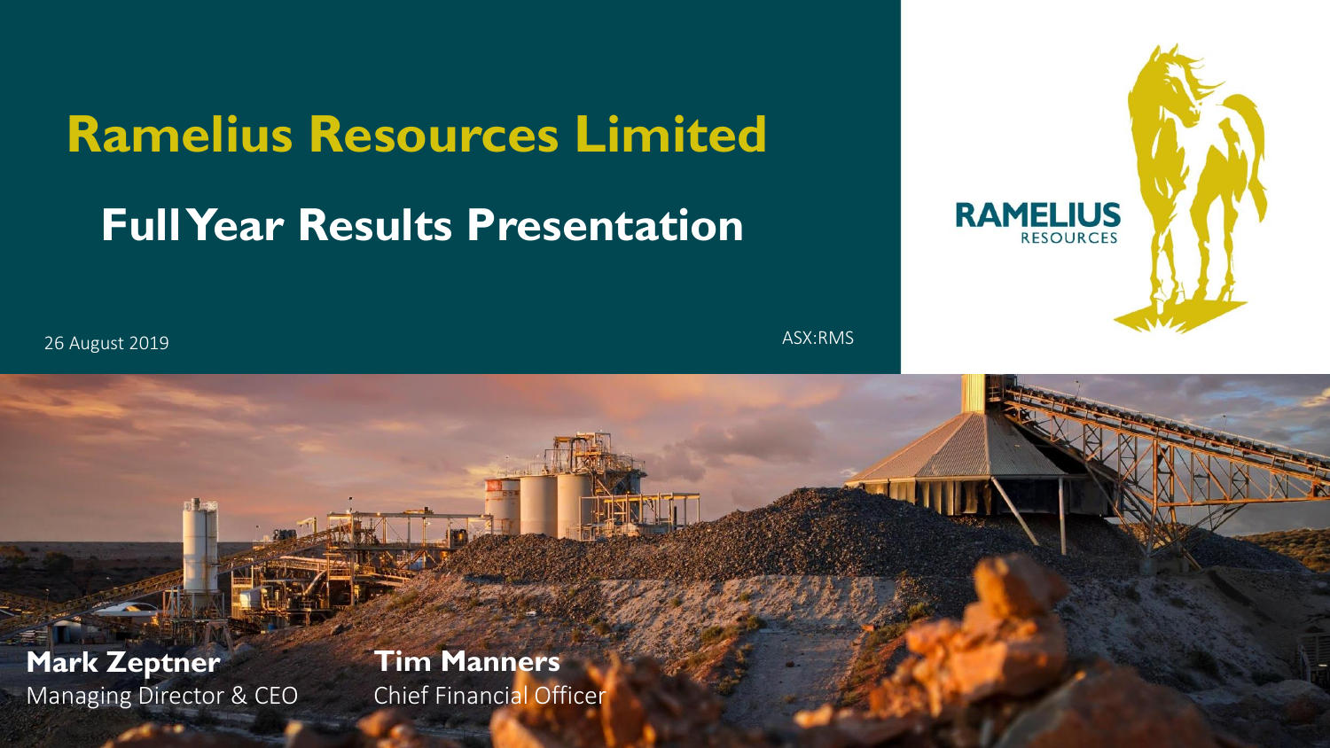# Ramelius Resources Limited

## Full Year Results Presentation

26 August 2019

ASX:RMS

RAMELIUS RESOURCES

**Mark Zeptner**
Managing Director & CEO

**Tim Manners**
Chief Financial Officer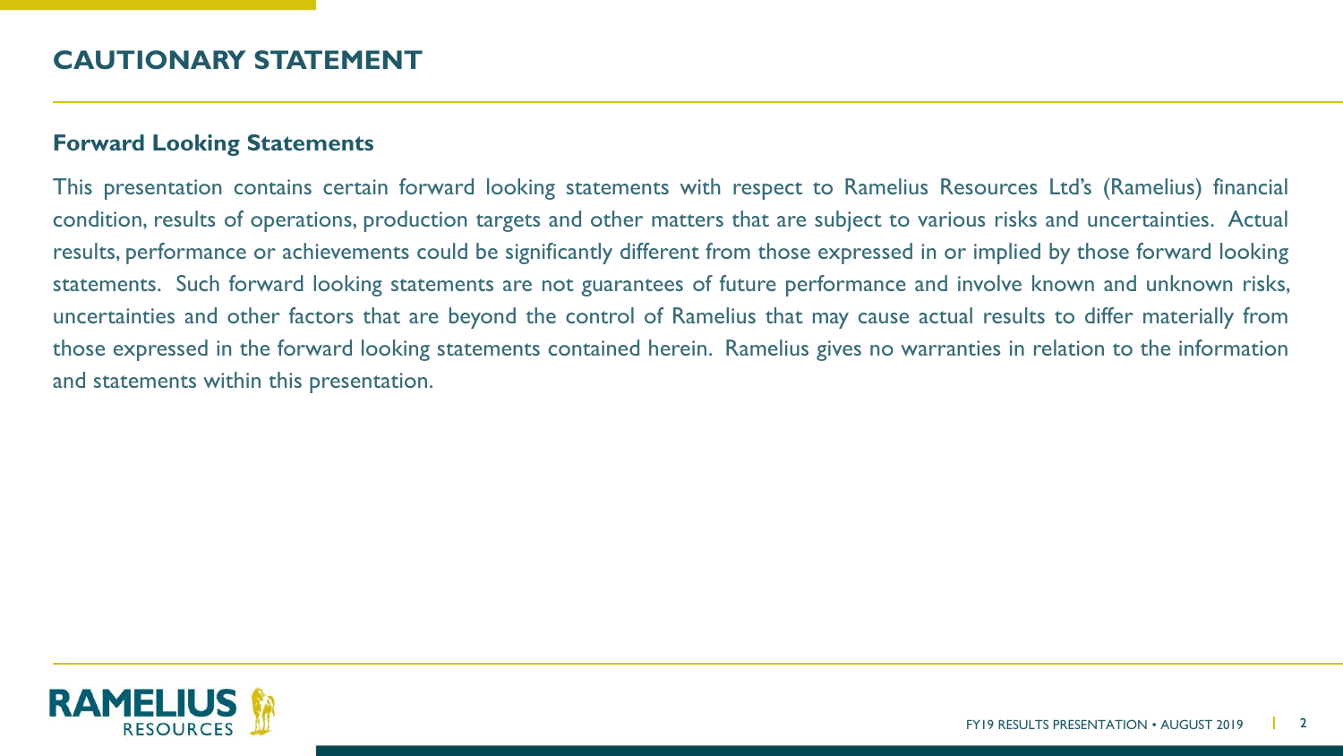# CAUTIONARY STATEMENT

## Forward Looking Statements

This presentation contains certain forward looking statements with respect to Ramelius Resources Ltd's (Ramelius) financial condition, results of operations, production targets and other matters that are subject to various risks and uncertainties. Actual results, performance or achievements could be significantly different from those expressed in or implied by those forward looking statements. Such forward looking statements are not guarantees of future performance and involve known and unknown risks, uncertainties and other factors that are beyond the control of Ramelius that may cause actual results to differ materially from those expressed in the forward looking statements contained herein. Ramelius gives no warranties in relation to the information and statements within this presentation.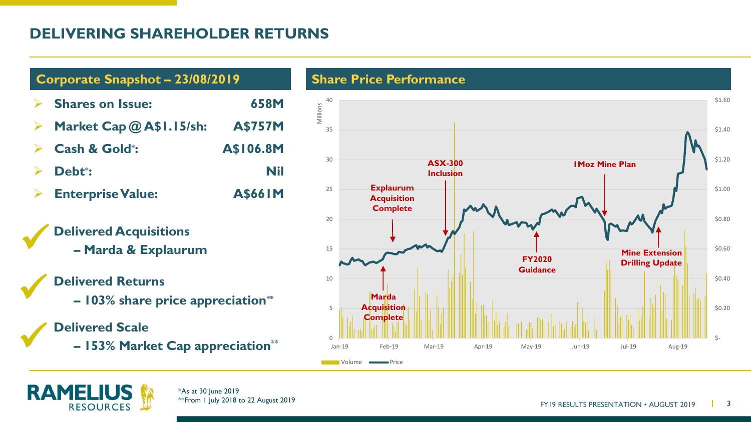# DELIVERING SHAREHOLDER RETURNS

## Corporate Snapshot – 23/08/2019

| | |
|---|---|
| Shares on Issue: | 658M |
| Market Cap @ A$1.15/sh: | A$757M |
| Cash & Gold*: | A$106.8M |
| Debt*: | Nil |
| Enterprise Value: | A$661M |

✓ **Delivered Acquisitions**
**– Marda & Explaurum**

✓ **Delivered Returns**
**– 103% share price appreciation****

✓ **Delivered Scale**
**– 153% Market Cap appreciation****

## Share Price Performance

Chart annotations: Marda Acquisition Complete; Explaurum Acquisition Complete; ASX-300 Inclusion; FY2020 Guidance; 1Moz Mine Plan; Mine Extension Drilling Update

Legend: Volume; Price

*As at 30 June 2019
**From 1 July 2018 to 22 August 2019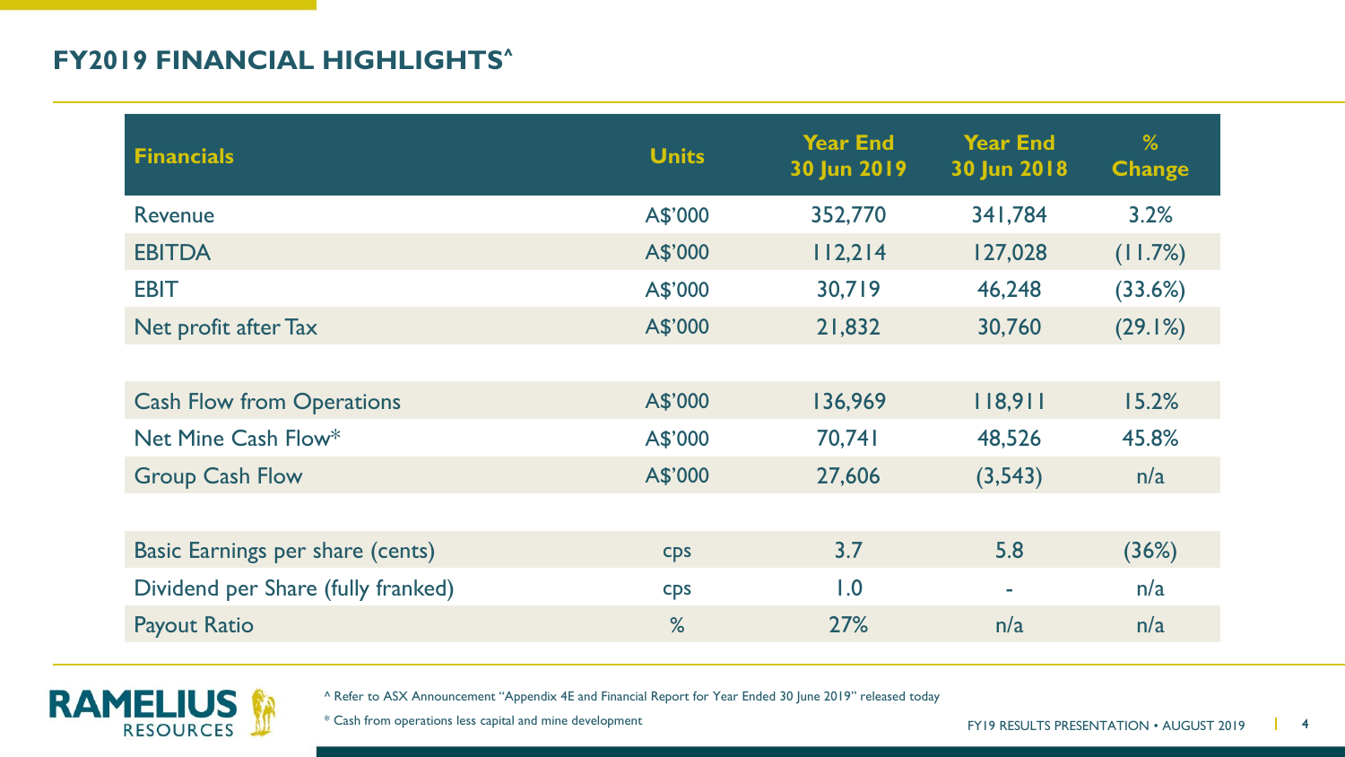## FY2019 FINANCIAL HIGHLIGHTS^

| Financials | Units | Year End 30 Jun 2019 | Year End 30 Jun 2018 | % Change |
|---|---|---|---|---|
| Revenue | A$'000 | 352,770 | 341,784 | 3.2% |
| EBITDA | A$'000 | 112,214 | 127,028 | (11.7%) |
| EBIT | A$'000 | 30,719 | 46,248 | (33.6%) |
| Net profit after Tax | A$'000 | 21,832 | 30,760 | (29.1%) |
| | | | | |
| Cash Flow from Operations | A$'000 | 136,969 | 118,911 | 15.2% |
| Net Mine Cash Flow* | A$'000 | 70,741 | 48,526 | 45.8% |
| Group Cash Flow | A$'000 | 27,606 | (3,543) | n/a |
| | | | | |
| Basic Earnings per share (cents) | cps | 3.7 | 5.8 | (36%) |
| Dividend per Share (fully franked) | cps | 1.0 | - | n/a |
| Payout Ratio | % | 27% | n/a | n/a |

^ Refer to ASX Announcement "Appendix 4E and Financial Report for Year Ended 30 June 2019" released today

* Cash from operations less capital and mine development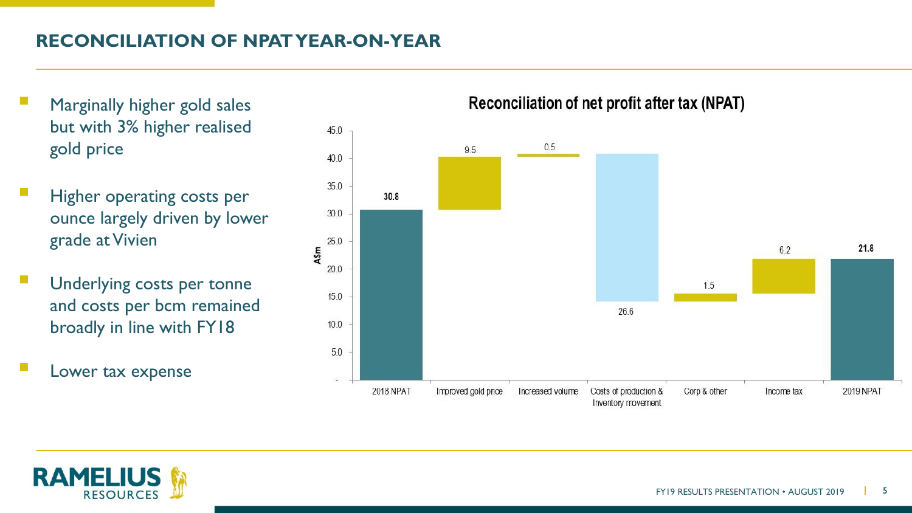## RECONCILIATION OF NPAT YEAR-ON-YEAR

- Marginally higher gold sales but with 3% higher realised gold price
- Higher operating costs per ounce largely driven by lower grade at Vivien
- Underlying costs per tonne and costs per bcm remained broadly in line with FY18
- Lower tax expense

### Reconciliation of net profit after tax (NPAT)

| Item | A$m |
|---|---|
| 2018 NPAT | 30.8 |
| Improved gold price | 9.5 |
| Increased volume | 0.5 |
| Costs of production & Inventory movement | 26.6 |
| Corp & other | 1.5 |
| Income tax | 6.2 |
| 2019 NPAT | 21.8 |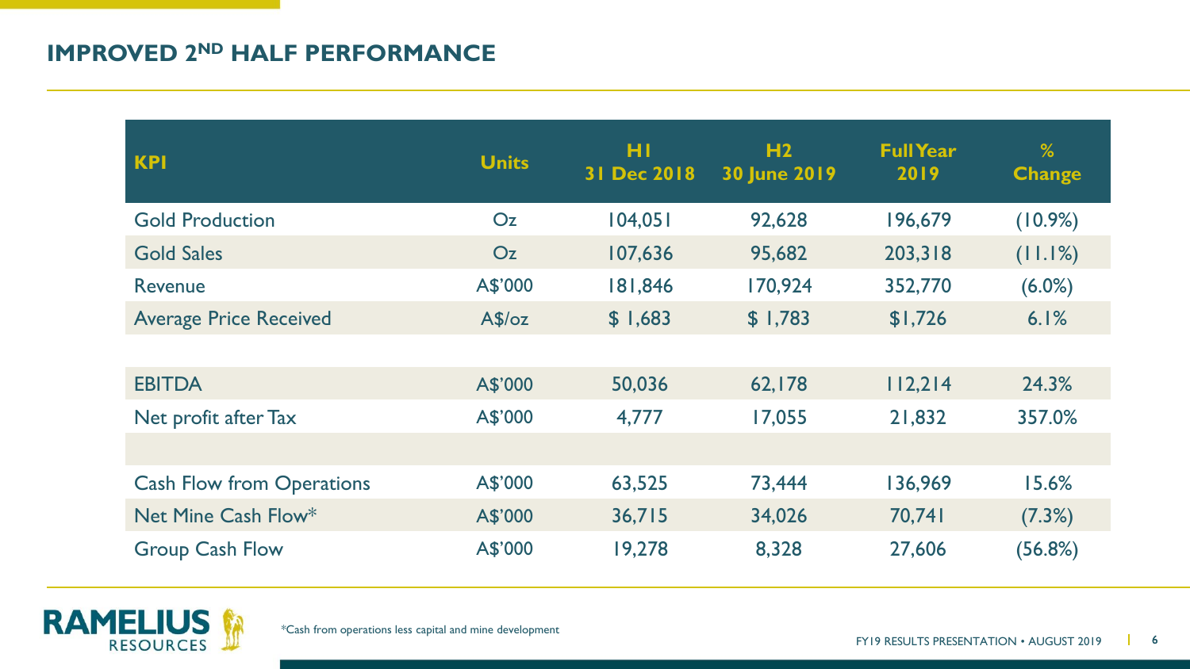# IMPROVED 2ND HALF PERFORMANCE

| KPI | Units | H1 31 Dec 2018 | H2 30 June 2019 | Full Year 2019 | % Change |
|---|---|---|---|---|---|
| Gold Production | Oz | 104,051 | 92,628 | 196,679 | (10.9%) |
| Gold Sales | Oz | 107,636 | 95,682 | 203,318 | (11.1%) |
| Revenue | A$'000 | 181,846 | 170,924 | 352,770 | (6.0%) |
| Average Price Received | A$/oz | $ 1,683 | $ 1,783 | $1,726 | 6.1% |
| | | | | | |
| EBITDA | A$'000 | 50,036 | 62,178 | 112,214 | 24.3% |
| Net profit after Tax | A$'000 | 4,777 | 17,055 | 21,832 | 357.0% |
| | | | | | |
| Cash Flow from Operations | A$'000 | 63,525 | 73,444 | 136,969 | 15.6% |
| Net Mine Cash Flow* | A$'000 | 36,715 | 34,026 | 70,741 | (7.3%) |
| Group Cash Flow | A$'000 | 19,278 | 8,328 | 27,606 | (56.8%) |

*Cash from operations less capital and mine development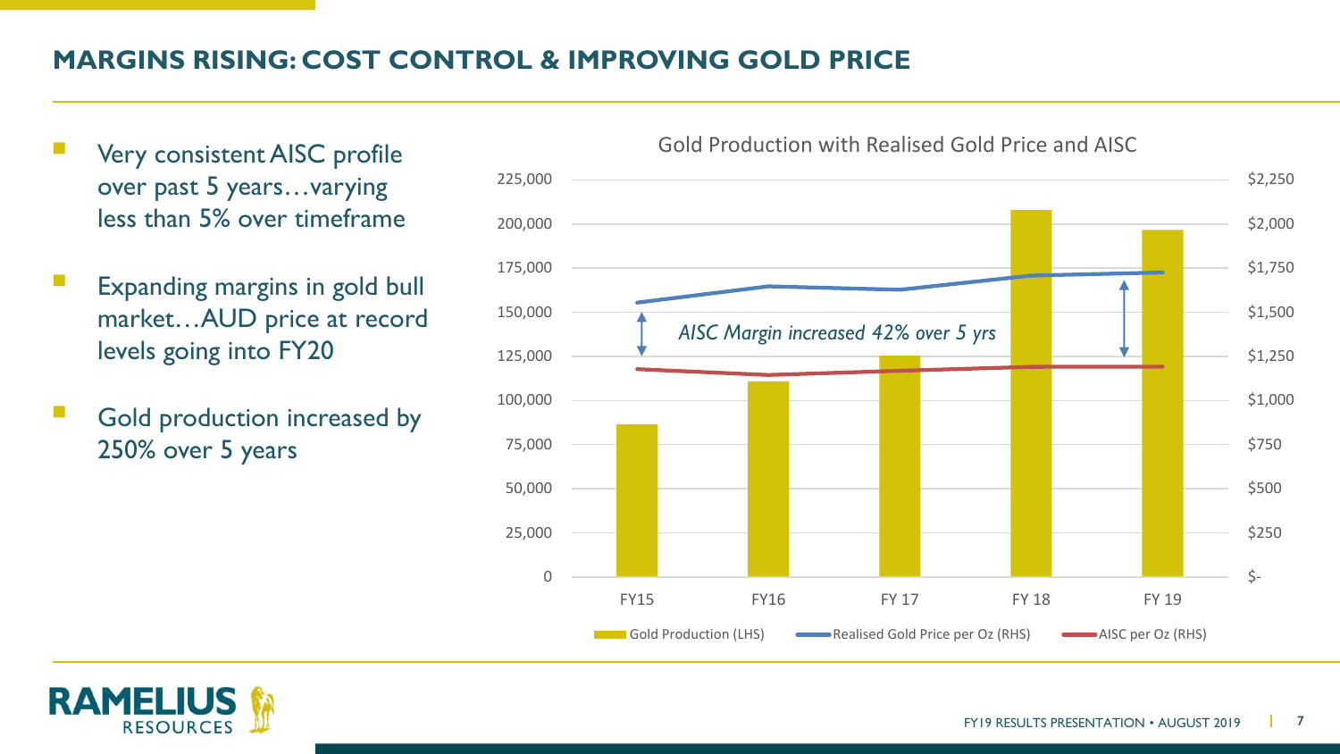# MARGINS RISING: COST CONTROL & IMPROVING GOLD PRICE

- Very consistent AISC profile over past 5 years…varying less than 5% over timeframe
- Expanding margins in gold bull market…AUD price at record levels going into FY20
- Gold production increased by 250% over 5 years

**Gold Production with Realised Gold Price and AISC**

*AISC Margin increased 42% over 5 yrs*

| | FY15 | FY16 | FY 17 | FY 18 | FY 19 |
|---|---|---|---|---|---|
| Gold Production (LHS) | ~86,000 | ~110,000 | ~125,000 | ~208,000 | ~196,000 |
| Realised Gold Price per Oz (RHS) | ~$1,550 | ~$1,645 | ~$1,625 | ~$1,705 | ~$1,720 |
| AISC per Oz (RHS) | ~$1,175 | ~$1,145 | ~$1,165 | ~$1,190 | ~$1,190 |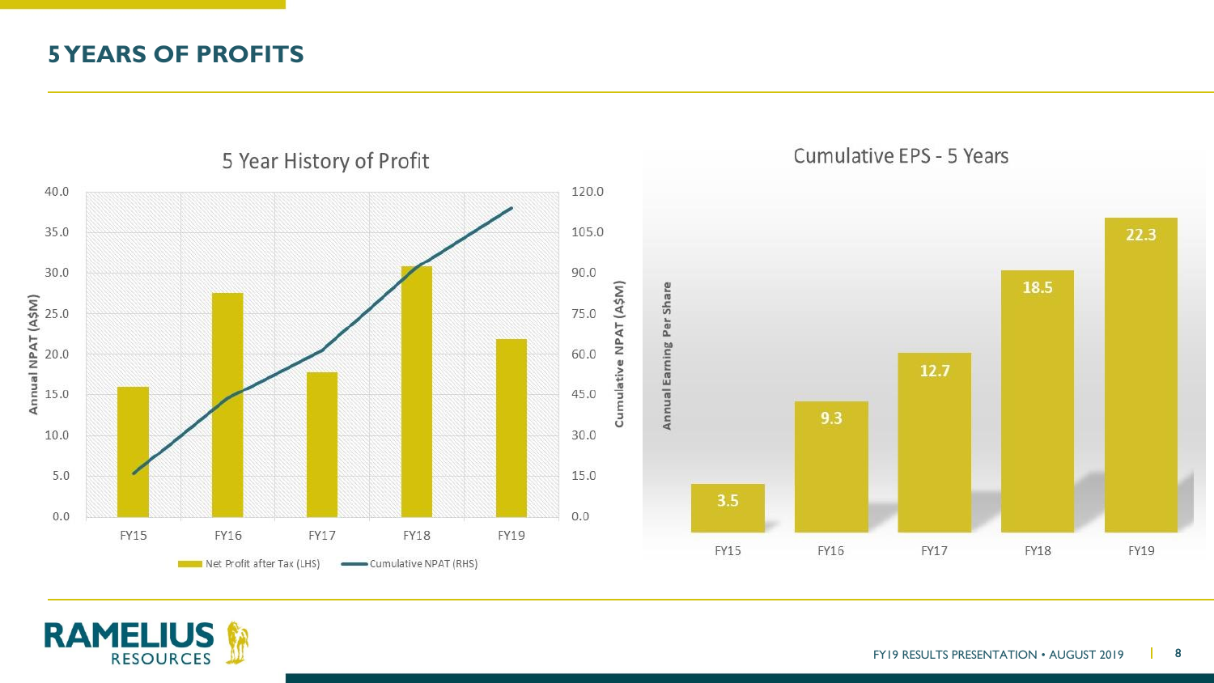# 5 YEARS OF PROFITS

## 5 Year History of Profit

Annual NPAT (A$M) / Cumulative NPAT (A$M)

FY15 | FY16 | FY17 | FY18 | FY19

Net Profit after Tax (LHS) — Cumulative NPAT (RHS)

## Cumulative EPS - 5 Years

Annual Earning Per Share

| FY15 | FY16 | FY17 | FY18 | FY19 |
|---|---|---|---|---|
| 3.5 | 9.3 | 12.7 | 18.5 | 22.3 |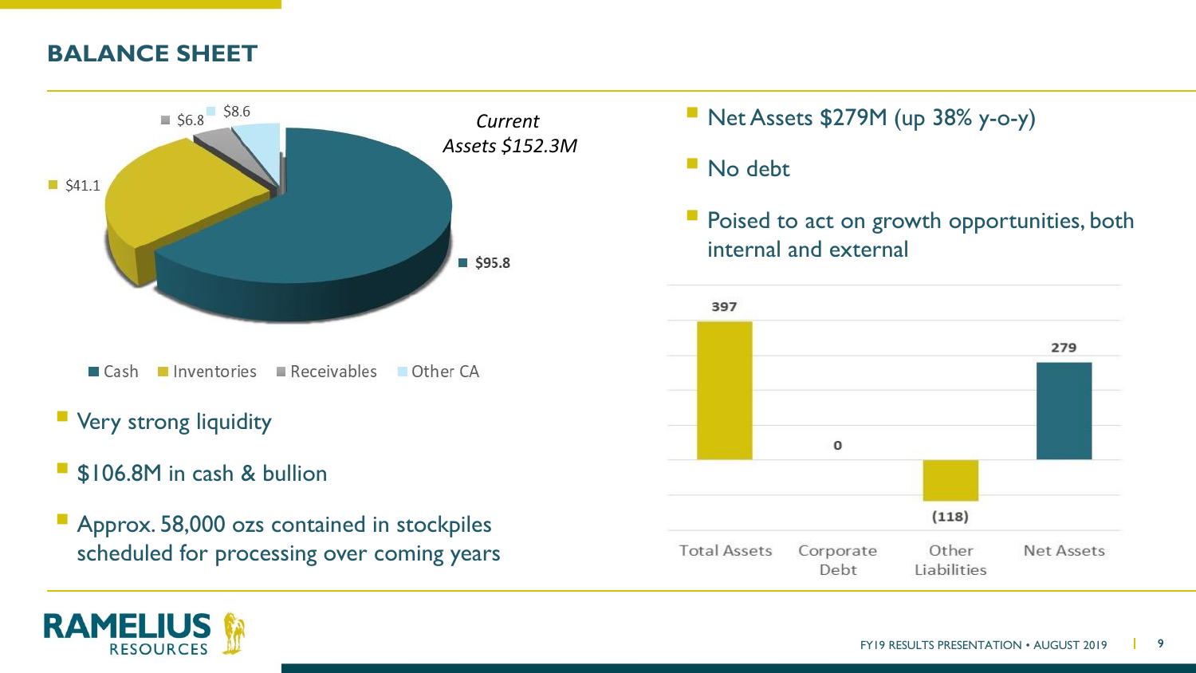## BALANCE SHEET

*Current Assets $152.3M*

| Current Assets | $M |
| --- | --- |
| Cash | $95.8 |
| Inventories | $41.1 |
| Receivables | $6.8 |
| Other CA | $8.6 |

- Very strong liquidity
- $106.8M in cash & bullion
- Approx. 58,000 ozs contained in stockpiles scheduled for processing over coming years

- Net Assets $279M (up 38% y-o-y)
- No debt
- Poised to act on growth opportunities, both internal and external

| Total Assets | Corporate Debt | Other Liabilities | Net Assets |
| --- | --- | --- | --- |
| 397 | 0 | (118) | 279 |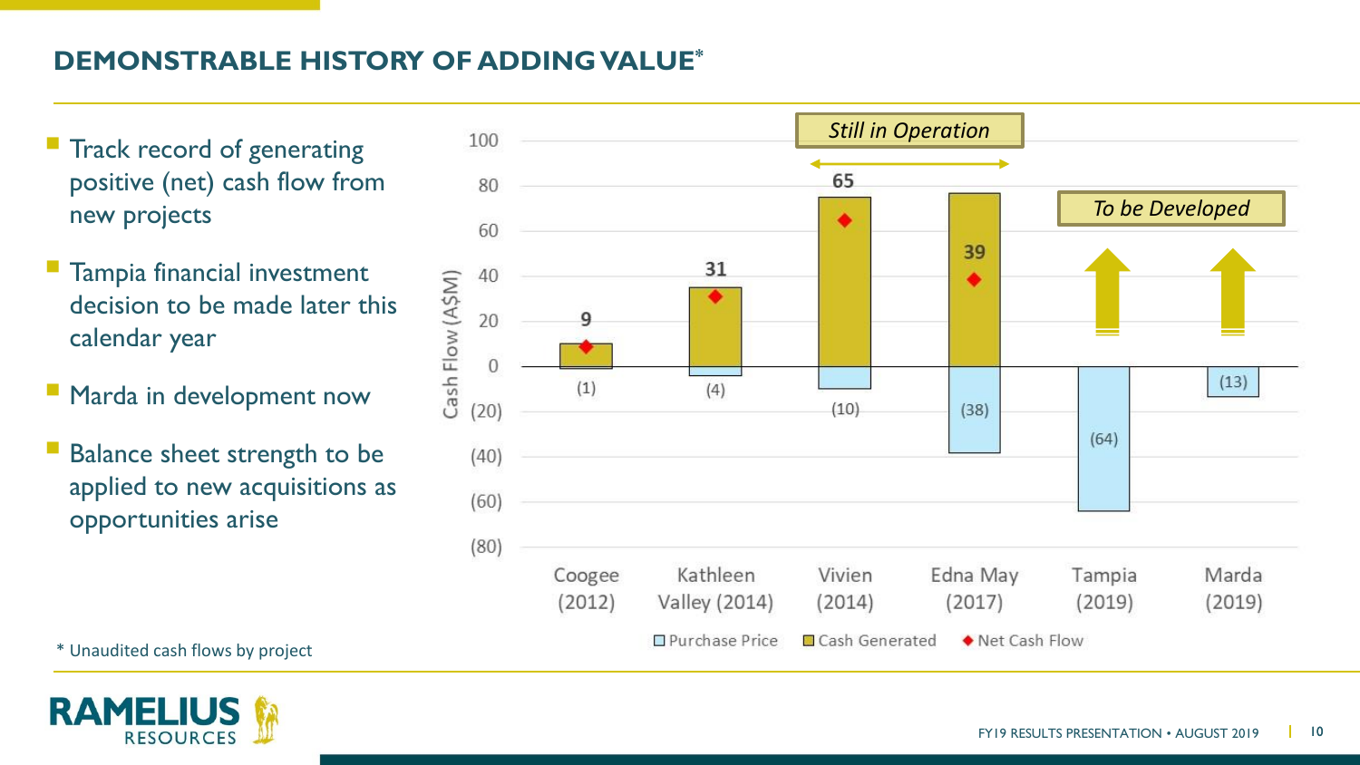## DEMONSTRABLE HISTORY OF ADDING VALUE*

- Track record of generating positive (net) cash flow from new projects
- Tampia financial investment decision to be made later this calendar year
- Marda in development now
- Balance sheet strength to be applied to new acquisitions as opportunities arise

Cash Flow (A$M)

| Project | Purchase Price | Cash Generated | Status |
|---|---|---|---|
| Coogee (2012) | (1) | 9 | |
| Kathleen Valley (2014) | (4) | 31 | |
| Vivien (2014) | (10) | 65 | Still in Operation |
| Edna May (2017) | (38) | 39 | Still in Operation |
| Tampia (2019) | (64) | | To be Developed |
| Marda (2019) | (13) | | To be Developed |

Legend: Purchase Price, Cash Generated, Net Cash Flow

\* Unaudited cash flows by project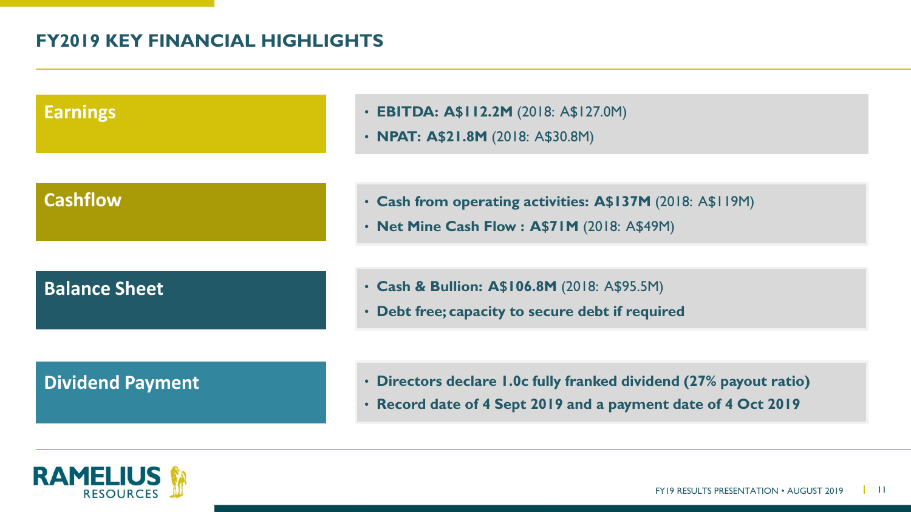# FY2019 KEY FINANCIAL HIGHLIGHTS

## Earnings

- **EBITDA: A$112.2M** (2018: A$127.0M)
- **NPAT: A$21.8M** (2018: A$30.8M)

## Cashflow

- **Cash from operating activities: A$137M** (2018: A$119M)
- **Net Mine Cash Flow : A$71M** (2018: A$49M)

## Balance Sheet

- **Cash & Bullion: A$106.8M** (2018: A$95.5M)
- **Debt free; capacity to secure debt if required**

## Dividend Payment

- **Directors declare 1.0c fully franked dividend (27% payout ratio)**
- **Record date of 4 Sept 2019 and a payment date of 4 Oct 2019**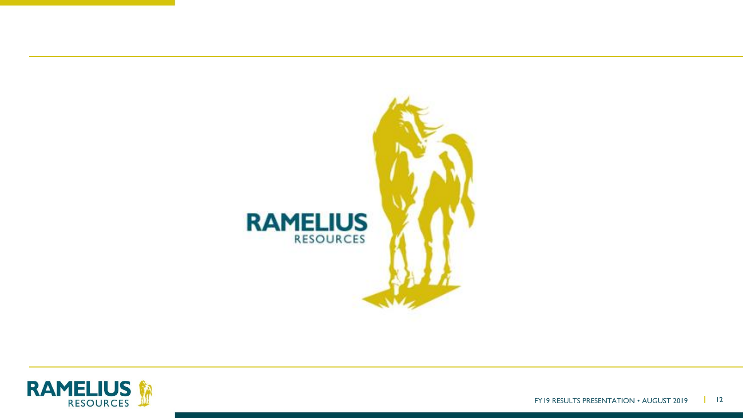RAMELIUS
RESOURCES